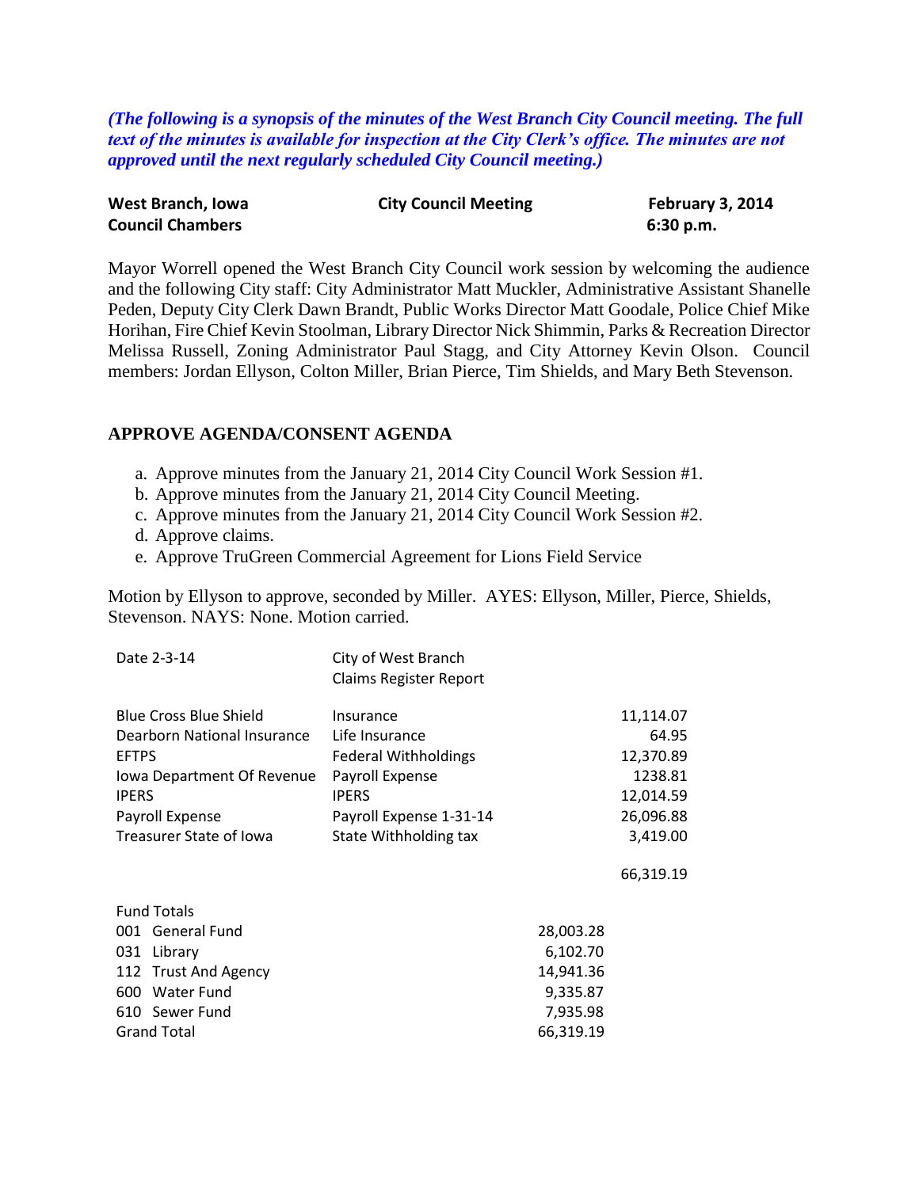*(**The following is a synopsis of the minutes of the West Branch City Council meeting. The full text of the minutes is available for inspection at the City Clerk's office. The minutes are not approved until the next regularly scheduled City Council meeting.**)*

| **West Branch, Iowa** | **City Council Meeting** | **February 3, 2014** |
|---|---|---|
| **Council Chambers** | | **6:30 p.m.** |

Mayor Worrell opened the West Branch City Council work session by welcoming the audience and the following City staff: City Administrator Matt Muckler, Administrative Assistant Shanelle Peden, Deputy City Clerk Dawn Brandt, Public Works Director Matt Goodale, Police Chief Mike Horihan, Fire Chief Kevin Stoolman, Library Director Nick Shimmin, Parks & Recreation Director Melissa Russell, Zoning Administrator Paul Stagg, and City Attorney Kevin Olson. Council members: Jordan Ellyson, Colton Miller, Brian Pierce, Tim Shields, and Mary Beth Stevenson.

## APPROVE AGENDA/CONSENT AGENDA

a. Approve minutes from the January 21, 2014 City Council Work Session #1.
b. Approve minutes from the January 21, 2014 City Council Meeting.
c. Approve minutes from the January 21, 2014 City Council Work Session #2.
d. Approve claims.
e. Approve TruGreen Commercial Agreement for Lions Field Service

Motion by Ellyson to approve, seconded by Miller. AYES: Ellyson, Miller, Pierce, Shields, Stevenson. NAYS: None. Motion carried.

| Date 2-3-14 | City of West Branch<br>Claims Register Report | |
|---|---|---|
| Blue Cross Blue Shield | Insurance | 11,114.07 |
| Dearborn National Insurance | Life Insurance | 64.95 |
| EFTPS | Federal Withholdings | 12,370.89 |
| Iowa Department Of Revenue | Payroll Expense | 1238.81 |
| IPERS | IPERS | 12,014.59 |
| Payroll Expense | Payroll Expense 1-31-14 | 26,096.88 |
| Treasurer State of Iowa | State Withholding tax | 3,419.00 |
| | | 66,319.19 |

| Fund Totals | |
|---|---|
| 001 General Fund | 28,003.28 |
| 031 Library | 6,102.70 |
| 112 Trust And Agency | 14,941.36 |
| 600 Water Fund | 9,335.87 |
| 610 Sewer Fund | 7,935.98 |
| Grand Total | 66,319.19 |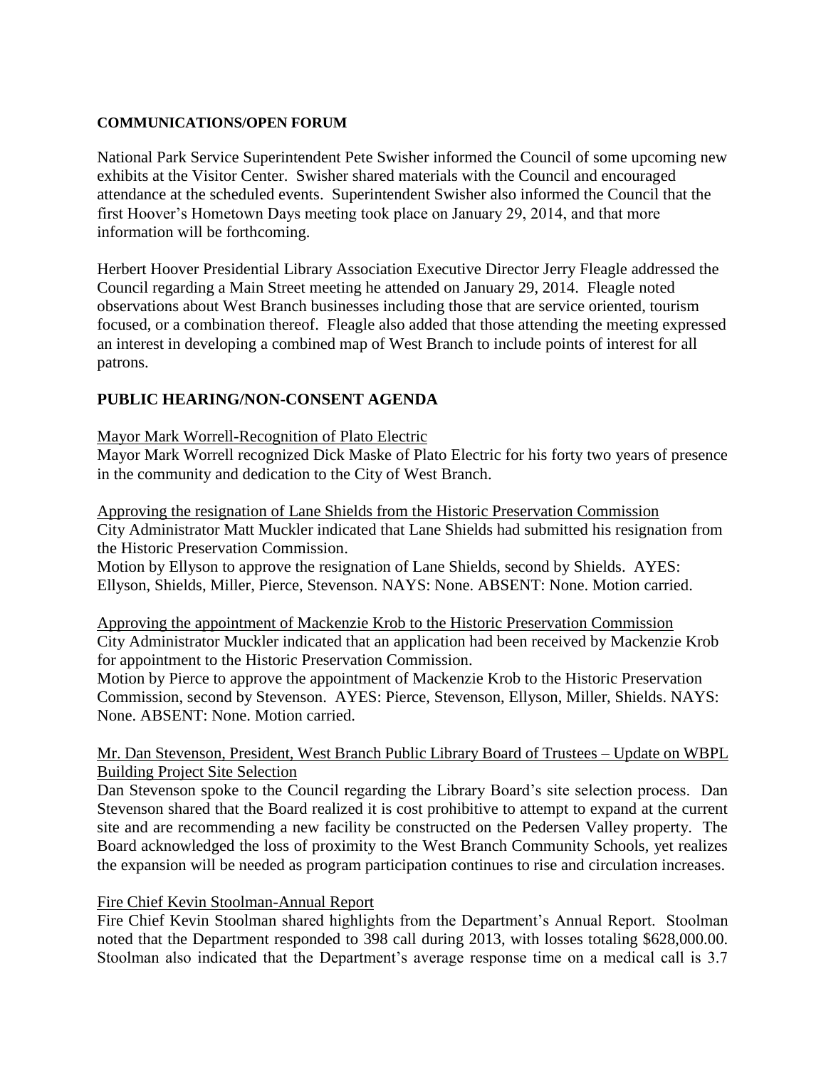**COMMUNICATIONS/OPEN FORUM**

National Park Service Superintendent Pete Swisher informed the Council of some upcoming new exhibits at the Visitor Center. Swisher shared materials with the Council and encouraged attendance at the scheduled events. Superintendent Swisher also informed the Council that the first Hoover's Hometown Days meeting took place on January 29, 2014, and that more information will be forthcoming.

Herbert Hoover Presidential Library Association Executive Director Jerry Fleagle addressed the Council regarding a Main Street meeting he attended on January 29, 2014. Fleagle noted observations about West Branch businesses including those that are service oriented, tourism focused, or a combination thereof. Fleagle also added that those attending the meeting expressed an interest in developing a combined map of West Branch to include points of interest for all patrons.

## PUBLIC HEARING/NON-CONSENT AGENDA

Mayor Mark Worrell-Recognition of Plato Electric
Mayor Mark Worrell recognized Dick Maske of Plato Electric for his forty two years of presence in the community and dedication to the City of West Branch.

Approving the resignation of Lane Shields from the Historic Preservation Commission
City Administrator Matt Muckler indicated that Lane Shields had submitted his resignation from the Historic Preservation Commission.
Motion by Ellyson to approve the resignation of Lane Shields, second by Shields. AYES: Ellyson, Shields, Miller, Pierce, Stevenson. NAYS: None. ABSENT: None. Motion carried.

Approving the appointment of Mackenzie Krob to the Historic Preservation Commission
City Administrator Muckler indicated that an application had been received by Mackenzie Krob for appointment to the Historic Preservation Commission.
Motion by Pierce to approve the appointment of Mackenzie Krob to the Historic Preservation Commission, second by Stevenson. AYES: Pierce, Stevenson, Ellyson, Miller, Shields. NAYS: None. ABSENT: None. Motion carried.

Mr. Dan Stevenson, President, West Branch Public Library Board of Trustees – Update on WBPL Building Project Site Selection
Dan Stevenson spoke to the Council regarding the Library Board's site selection process. Dan Stevenson shared that the Board realized it is cost prohibitive to attempt to expand at the current site and are recommending a new facility be constructed on the Pedersen Valley property. The Board acknowledged the loss of proximity to the West Branch Community Schools, yet realizes the expansion will be needed as program participation continues to rise and circulation increases.

Fire Chief Kevin Stoolman-Annual Report
Fire Chief Kevin Stoolman shared highlights from the Department's Annual Report. Stoolman noted that the Department responded to 398 call during 2013, with losses totaling $628,000.00. Stoolman also indicated that the Department's average response time on a medical call is 3.7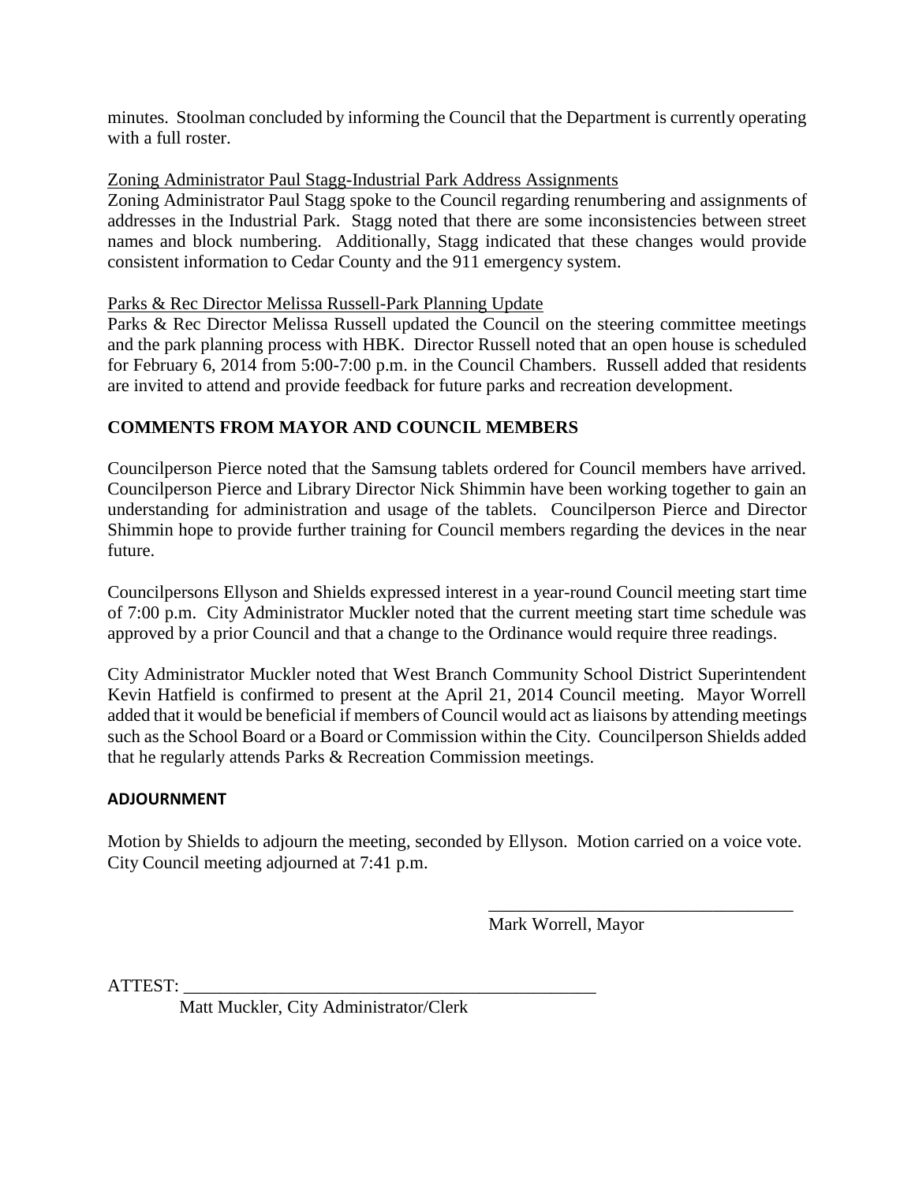minutes. Stoolman concluded by informing the Council that the Department is currently operating with a full roster.

Zoning Administrator Paul Stagg-Industrial Park Address Assignments

Zoning Administrator Paul Stagg spoke to the Council regarding renumbering and assignments of addresses in the Industrial Park. Stagg noted that there are some inconsistencies between street names and block numbering. Additionally, Stagg indicated that these changes would provide consistent information to Cedar County and the 911 emergency system.

Parks & Rec Director Melissa Russell-Park Planning Update

Parks & Rec Director Melissa Russell updated the Council on the steering committee meetings and the park planning process with HBK. Director Russell noted that an open house is scheduled for February 6, 2014 from 5:00-7:00 p.m. in the Council Chambers. Russell added that residents are invited to attend and provide feedback for future parks and recreation development.

## COMMENTS FROM MAYOR AND COUNCIL MEMBERS

Councilperson Pierce noted that the Samsung tablets ordered for Council members have arrived. Councilperson Pierce and Library Director Nick Shimmin have been working together to gain an understanding for administration and usage of the tablets. Councilperson Pierce and Director Shimmin hope to provide further training for Council members regarding the devices in the near future.

Councilpersons Ellyson and Shields expressed interest in a year-round Council meeting start time of 7:00 p.m. City Administrator Muckler noted that the current meeting start time schedule was approved by a prior Council and that a change to the Ordinance would require three readings.

City Administrator Muckler noted that West Branch Community School District Superintendent Kevin Hatfield is confirmed to present at the April 21, 2014 Council meeting. Mayor Worrell added that it would be beneficial if members of Council would act as liaisons by attending meetings such as the School Board or a Board or Commission within the City. Councilperson Shields added that he regularly attends Parks & Recreation Commission meetings.

## ADJOURNMENT

Motion by Shields to adjourn the meeting, seconded by Ellyson. Motion carried on a voice vote. City Council meeting adjourned at 7:41 p.m.

\_\_\_\_\_\_\_\_\_\_\_\_\_\_\_\_\_\_\_\_\_\_\_\_\_\_\_\_\_\_\_\_\_\_\_

Mark Worrell, Mayor

ATTEST: \_\_\_\_\_\_\_\_\_\_\_\_\_\_\_\_\_\_\_\_\_\_\_\_\_\_\_\_\_\_\_\_\_\_\_\_\_\_\_\_\_\_\_\_\_\_\_

Matt Muckler, City Administrator/Clerk